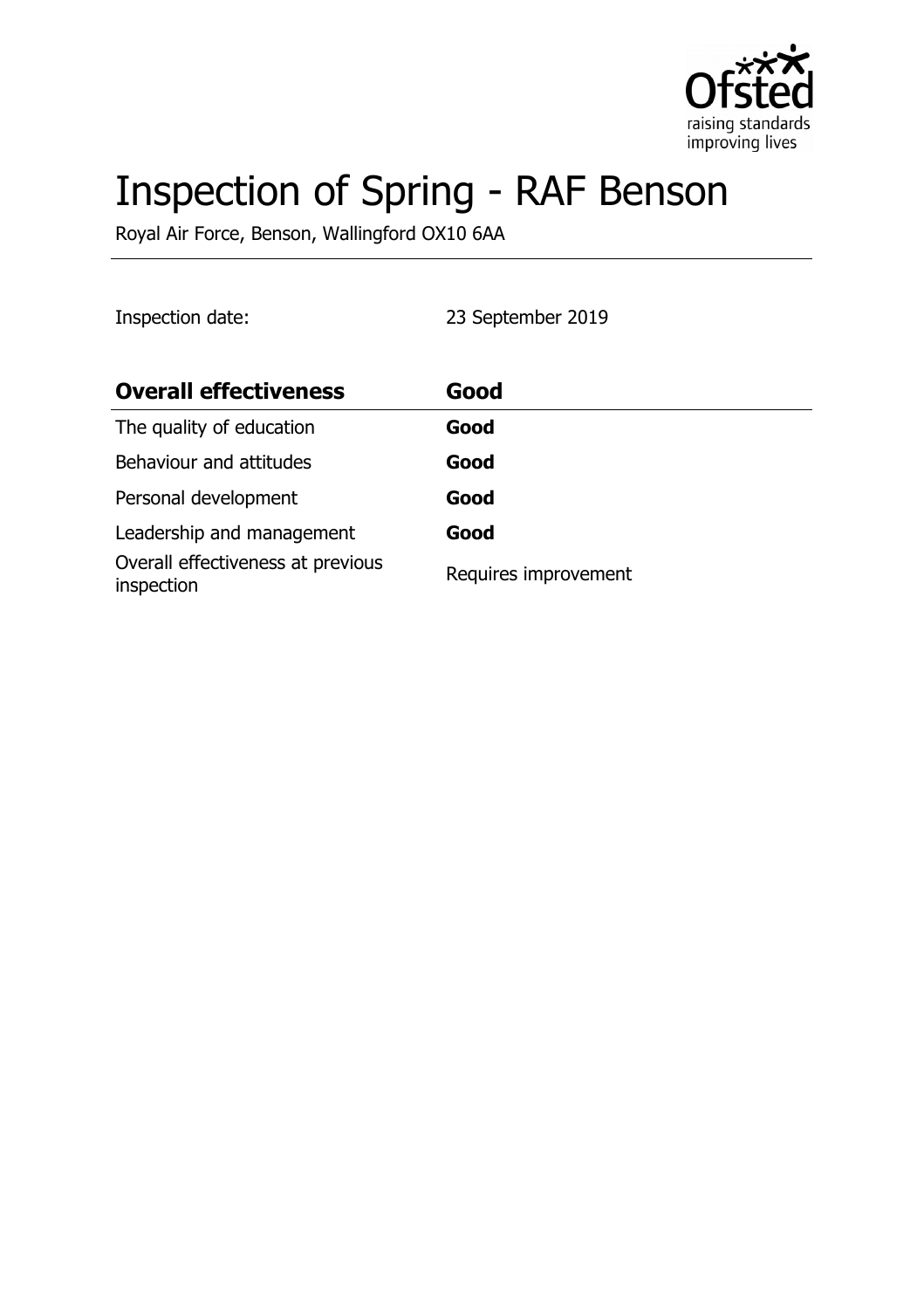# Inspection of Spring - RAF Benson

Royal Air Force, Benson, Wallingford OX10 6AA

| Inspection date: | 23 September 2019 |
| --- | --- |

| **Overall effectiveness** | **Good** |
| --- | --- |
| The quality of education | **Good** |
| Behaviour and attitudes | **Good** |
| Personal development | **Good** |
| Leadership and management | **Good** |
| Overall effectiveness at previous inspection | Requires improvement |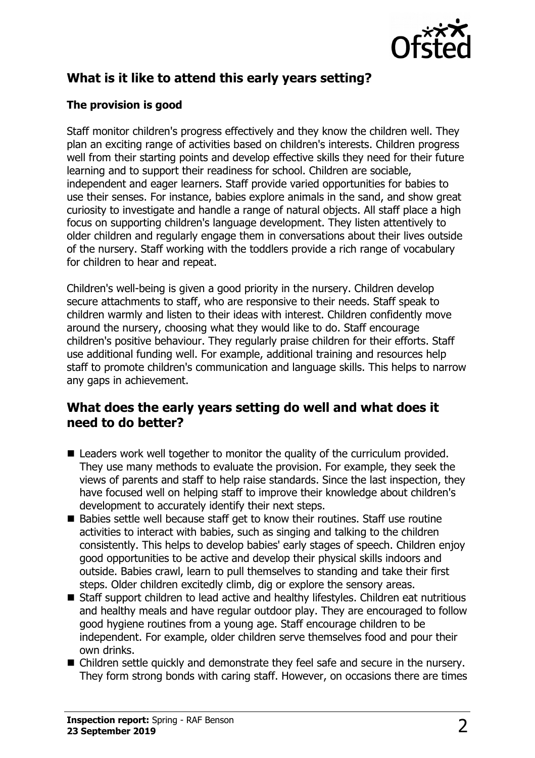## What is it like to attend this early years setting?

### The provision is good

Staff monitor children's progress effectively and they know the children well. They plan an exciting range of activities based on children's interests. Children progress well from their starting points and develop effective skills they need for their future learning and to support their readiness for school. Children are sociable, independent and eager learners. Staff provide varied opportunities for babies to use their senses. For instance, babies explore animals in the sand, and show great curiosity to investigate and handle a range of natural objects. All staff place a high focus on supporting children's language development. They listen attentively to older children and regularly engage them in conversations about their lives outside of the nursery. Staff working with the toddlers provide a rich range of vocabulary for children to hear and repeat.

Children's well-being is given a good priority in the nursery. Children develop secure attachments to staff, who are responsive to their needs. Staff speak to children warmly and listen to their ideas with interest. Children confidently move around the nursery, choosing what they would like to do. Staff encourage children's positive behaviour. They regularly praise children for their efforts. Staff use additional funding well. For example, additional training and resources help staff to promote children's communication and language skills. This helps to narrow any gaps in achievement.

## What does the early years setting do well and what does it need to do better?

- Leaders work well together to monitor the quality of the curriculum provided. They use many methods to evaluate the provision. For example, they seek the views of parents and staff to help raise standards. Since the last inspection, they have focused well on helping staff to improve their knowledge about children's development to accurately identify their next steps.
- Babies settle well because staff get to know their routines. Staff use routine activities to interact with babies, such as singing and talking to the children consistently. This helps to develop babies' early stages of speech. Children enjoy good opportunities to be active and develop their physical skills indoors and outside. Babies crawl, learn to pull themselves to standing and take their first steps. Older children excitedly climb, dig or explore the sensory areas.
- Staff support children to lead active and healthy lifestyles. Children eat nutritious and healthy meals and have regular outdoor play. They are encouraged to follow good hygiene routines from a young age. Staff encourage children to be independent. For example, older children serve themselves food and pour their own drinks.
- Children settle quickly and demonstrate they feel safe and secure in the nursery. They form strong bonds with caring staff. However, on occasions there are times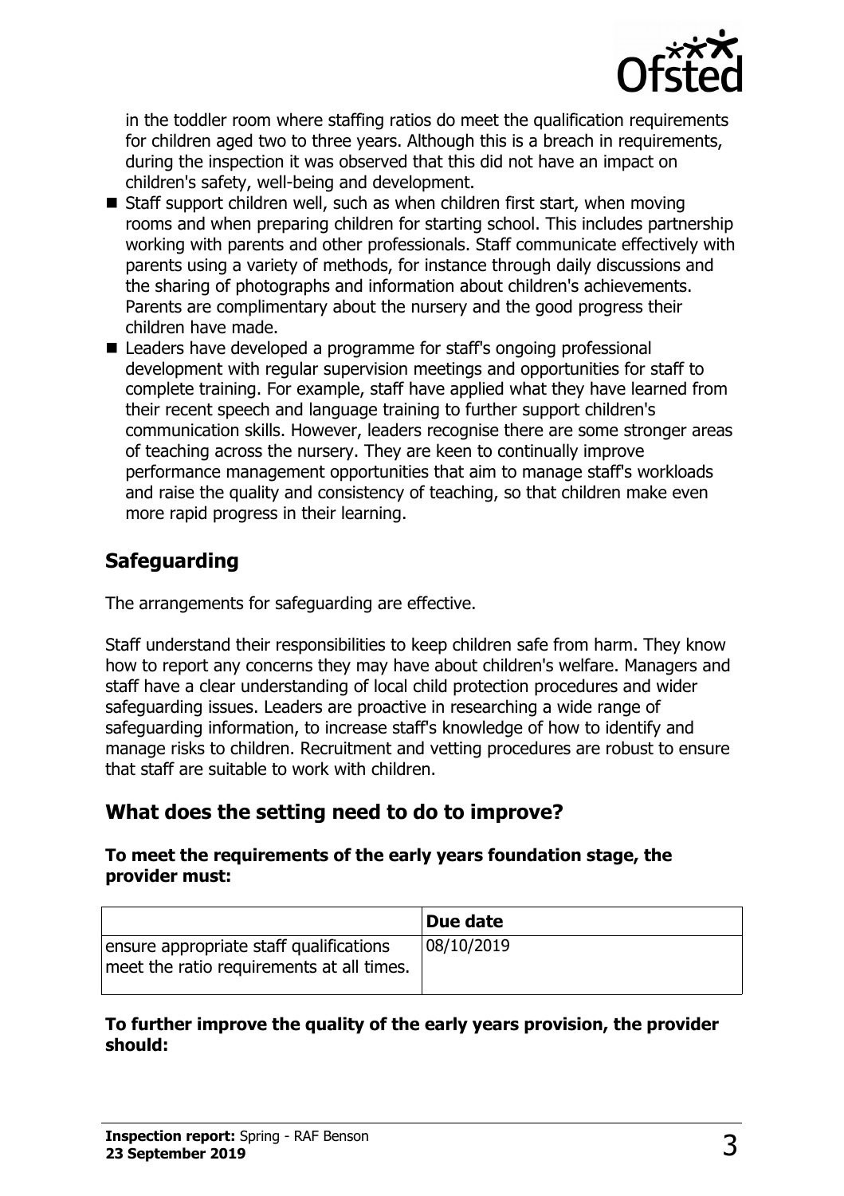in the toddler room where staffing ratios do meet the qualification requirements for children aged two to three years. Although this is a breach in requirements, during the inspection it was observed that this did not have an impact on children's safety, well-being and development.

- Staff support children well, such as when children first start, when moving rooms and when preparing children for starting school. This includes partnership working with parents and other professionals. Staff communicate effectively with parents using a variety of methods, for instance through daily discussions and the sharing of photographs and information about children's achievements. Parents are complimentary about the nursery and the good progress their children have made.
- Leaders have developed a programme for staff's ongoing professional development with regular supervision meetings and opportunities for staff to complete training. For example, staff have applied what they have learned from their recent speech and language training to further support children's communication skills. However, leaders recognise there are some stronger areas of teaching across the nursery. They are keen to continually improve performance management opportunities that aim to manage staff's workloads and raise the quality and consistency of teaching, so that children make even more rapid progress in their learning.

## Safeguarding

The arrangements for safeguarding are effective.

Staff understand their responsibilities to keep children safe from harm. They know how to report any concerns they may have about children's welfare. Managers and staff have a clear understanding of local child protection procedures and wider safeguarding issues. Leaders are proactive in researching a wide range of safeguarding information, to increase staff's knowledge of how to identify and manage risks to children. Recruitment and vetting procedures are robust to ensure that staff are suitable to work with children.

## What does the setting need to do to improve?

**To meet the requirements of the early years foundation stage, the provider must:**

| | Due date |
|---|---|
| ensure appropriate staff qualifications meet the ratio requirements at all times. | 08/10/2019 |

**To further improve the quality of the early years provision, the provider should:**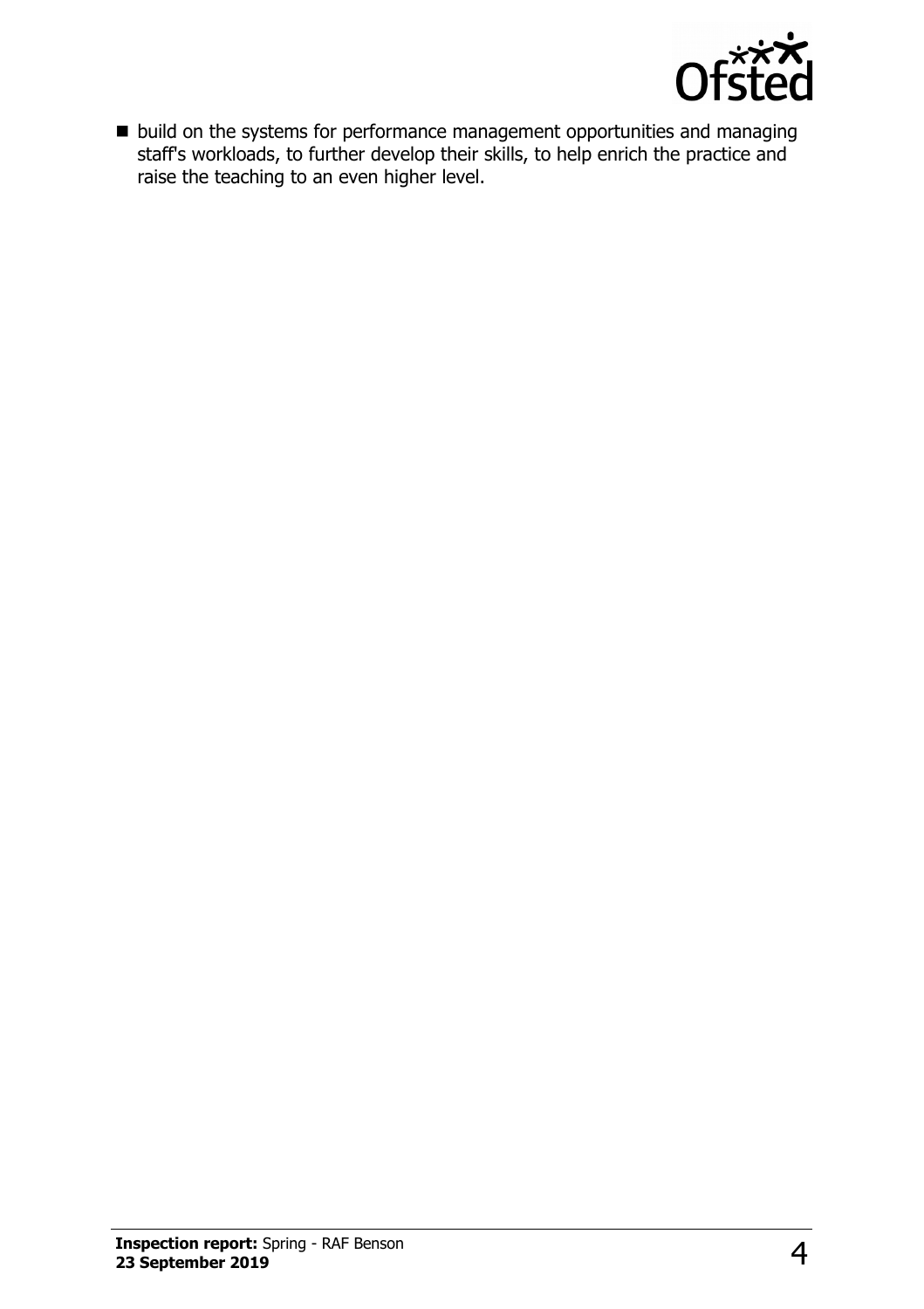- build on the systems for performance management opportunities and managing staff's workloads, to further develop their skills, to help enrich the practice and raise the teaching to an even higher level.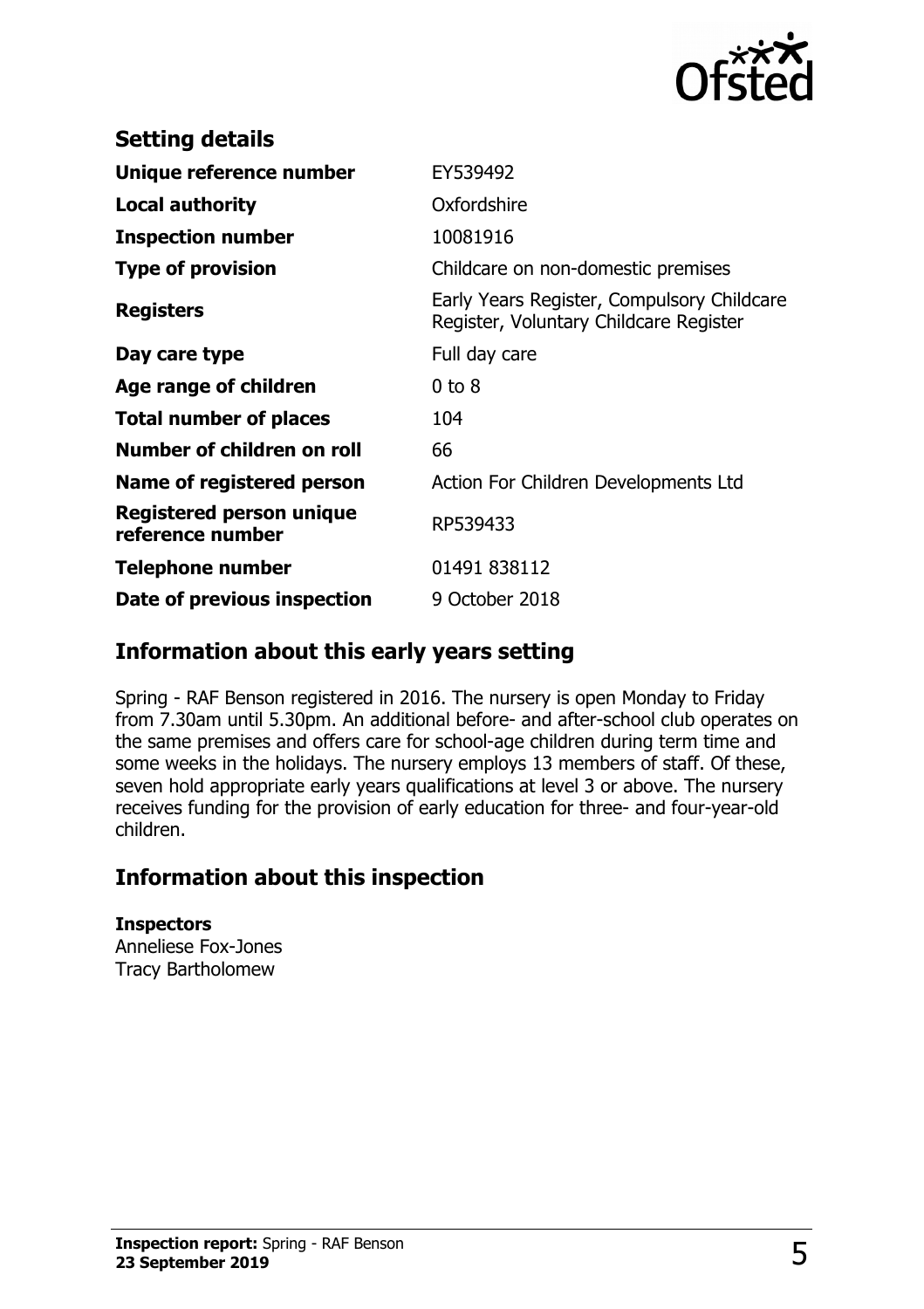## Setting details

| | |
|---|---|
| **Unique reference number** | EY539492 |
| **Local authority** | Oxfordshire |
| **Inspection number** | 10081916 |
| **Type of provision** | Childcare on non-domestic premises |
| **Registers** | Early Years Register, Compulsory Childcare Register, Voluntary Childcare Register |
| **Day care type** | Full day care |
| **Age range of children** | 0 to 8 |
| **Total number of places** | 104 |
| **Number of children on roll** | 66 |
| **Name of registered person** | Action For Children Developments Ltd |
| **Registered person unique reference number** | RP539433 |
| **Telephone number** | 01491 838112 |
| **Date of previous inspection** | 9 October 2018 |

## Information about this early years setting

Spring - RAF Benson registered in 2016. The nursery is open Monday to Friday from 7.30am until 5.30pm. An additional before- and after-school club operates on the same premises and offers care for school-age children during term time and some weeks in the holidays. The nursery employs 13 members of staff. Of these, seven hold appropriate early years qualifications at level 3 or above. The nursery receives funding for the provision of early education for three- and four-year-old children.

## Information about this inspection

**Inspectors**
Anneliese Fox-Jones
Tracy Bartholomew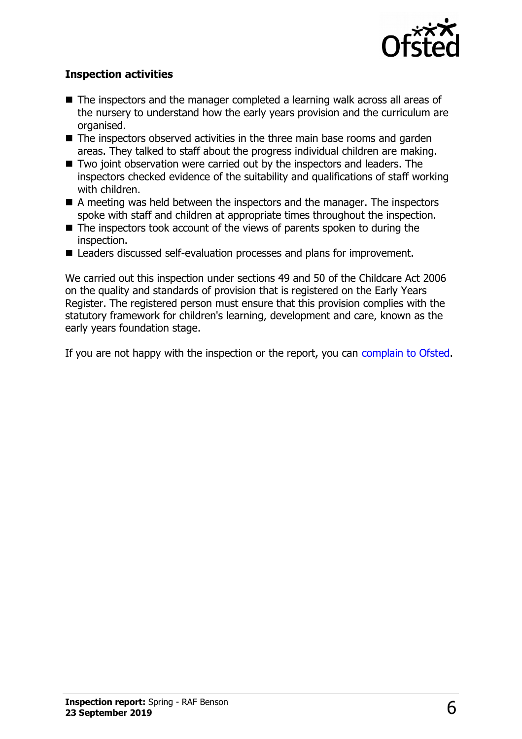### Inspection activities

- The inspectors and the manager completed a learning walk across all areas of the nursery to understand how the early years provision and the curriculum are organised.
- The inspectors observed activities in the three main base rooms and garden areas. They talked to staff about the progress individual children are making.
- Two joint observation were carried out by the inspectors and leaders. The inspectors checked evidence of the suitability and qualifications of staff working with children.
- A meeting was held between the inspectors and the manager. The inspectors spoke with staff and children at appropriate times throughout the inspection.
- The inspectors took account of the views of parents spoken to during the inspection.
- Leaders discussed self-evaluation processes and plans for improvement.

We carried out this inspection under sections 49 and 50 of the Childcare Act 2006 on the quality and standards of provision that is registered on the Early Years Register. The registered person must ensure that this provision complies with the statutory framework for children's learning, development and care, known as the early years foundation stage.

If you are not happy with the inspection or the report, you can complain to Ofsted.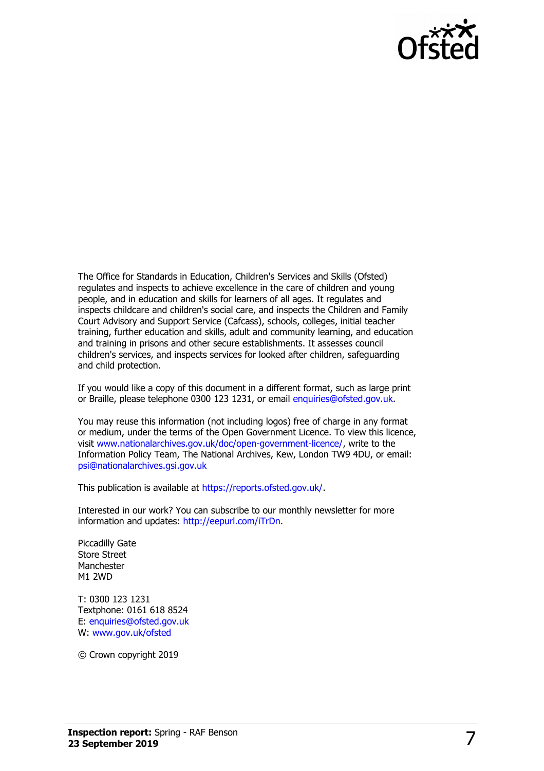The Office for Standards in Education, Children's Services and Skills (Ofsted) regulates and inspects to achieve excellence in the care of children and young people, and in education and skills for learners of all ages. It regulates and inspects childcare and children's social care, and inspects the Children and Family Court Advisory and Support Service (Cafcass), schools, colleges, initial teacher training, further education and skills, adult and community learning, and education and training in prisons and other secure establishments. It assesses council children's services, and inspects services for looked after children, safeguarding and child protection.

If you would like a copy of this document in a different format, such as large print or Braille, please telephone 0300 123 1231, or email enquiries@ofsted.gov.uk.

You may reuse this information (not including logos) free of charge in any format or medium, under the terms of the Open Government Licence. To view this licence, visit www.nationalarchives.gov.uk/doc/open-government-licence/, write to the Information Policy Team, The National Archives, Kew, London TW9 4DU, or email: psi@nationalarchives.gsi.gov.uk

This publication is available at https://reports.ofsted.gov.uk/.

Interested in our work? You can subscribe to our monthly newsletter for more information and updates: http://eepurl.com/iTrDn.

Piccadilly Gate
Store Street
Manchester
M1 2WD

T: 0300 123 1231
Textphone: 0161 618 8524
E: enquiries@ofsted.gov.uk
W: www.gov.uk/ofsted

© Crown copyright 2019